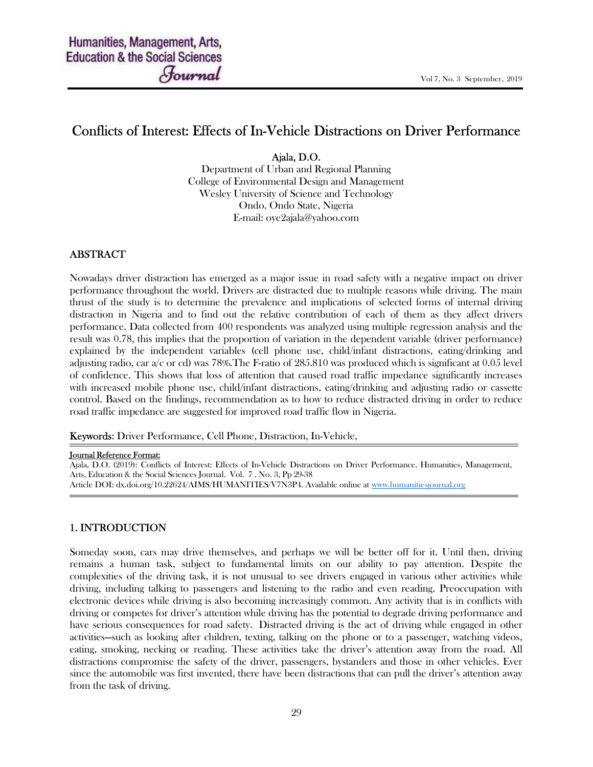# Conflicts of Interest: Effects of In-Vehicle Distractions on Driver Performance

Ajala, D.O.
Department of Urban and Regional Planning
College of Environmental Design and Management
Wesley University of Science and Technology
Ondo. Ondo State, Nigeria
E-mail: oye2ajala@yahoo.com

## ABSTRACT

Nowadays driver distraction has emerged as a major issue in road safety with a negative impact on driver performance throughout the world. Drivers are distracted due to multiple reasons while driving. The main thrust of the study is to determine the prevalence and implications of selected forms of internal driving distraction in Nigeria and to find out the relative contribution of each of them as they affect drivers performance. Data collected from 400 respondents was analyzed using multiple regression analysis and the result was 0.78, this implies that the proportion of variation in the dependent variable (driver performance) explained by the independent variables (cell phone use, child/infant distractions, eating/drinking and adjusting radio, car a/c or cd) was 78%.The F-ratio of 285.810 was produced which is significant at 0.05 level of confidence. This shows that loss of attention that caused road traffic impedance significantly increases with increased mobile phone use, child/infant distractions, eating/drinking and adjusting radio or cassette control. Based on the findings, recommendation as to how to reduce distracted driving in order to reduce road traffic impedance are suggested for improved road traffic flow in Nigeria.

**Keywords**: Driver Performance, Cell Phone, Distraction, In-Vehicle,

**Journal Reference Format:**
Ajala, D.O. (2019): Conflicts of Interest: Effects of In-Vehicle Distractions on Driver Performance. Humanities, Management, Arts, Education & the Social Sciences Journal. Vol. 7 . No. 3, Pp 29-38
Article DOI: dx.doi.org/10.22624/AIMS/HUMANITIES/V7N3P4. Available online at www.humanitiesjournal.org

## 1. INTRODUCTION

Someday soon, cars may drive themselves, and perhaps we will be better off for it. Until then, driving remains a human task, subject to fundamental limits on our ability to pay attention. Despite the complexities of the driving task, it is not unusual to see drivers engaged in various other activities while driving, including talking to passengers and listening to the radio and even reading. Preoccupation with electronic devices while driving is also becoming increasingly common. Any activity that is in conflicts with driving or competes for driver's attention while driving has the potential to degrade driving performance and have serious consequences for road safety. Distracted driving is the act of driving while engaged in other activities—such as looking after children, texting, talking on the phone or to a passenger, watching videos, eating, smoking, necking or reading. These activities take the driver's attention away from the road. All distractions compromise the safety of the driver, passengers, bystanders and those in other vehicles. Ever since the automobile was first invented, there have been distractions that can pull the driver's attention away from the task of driving.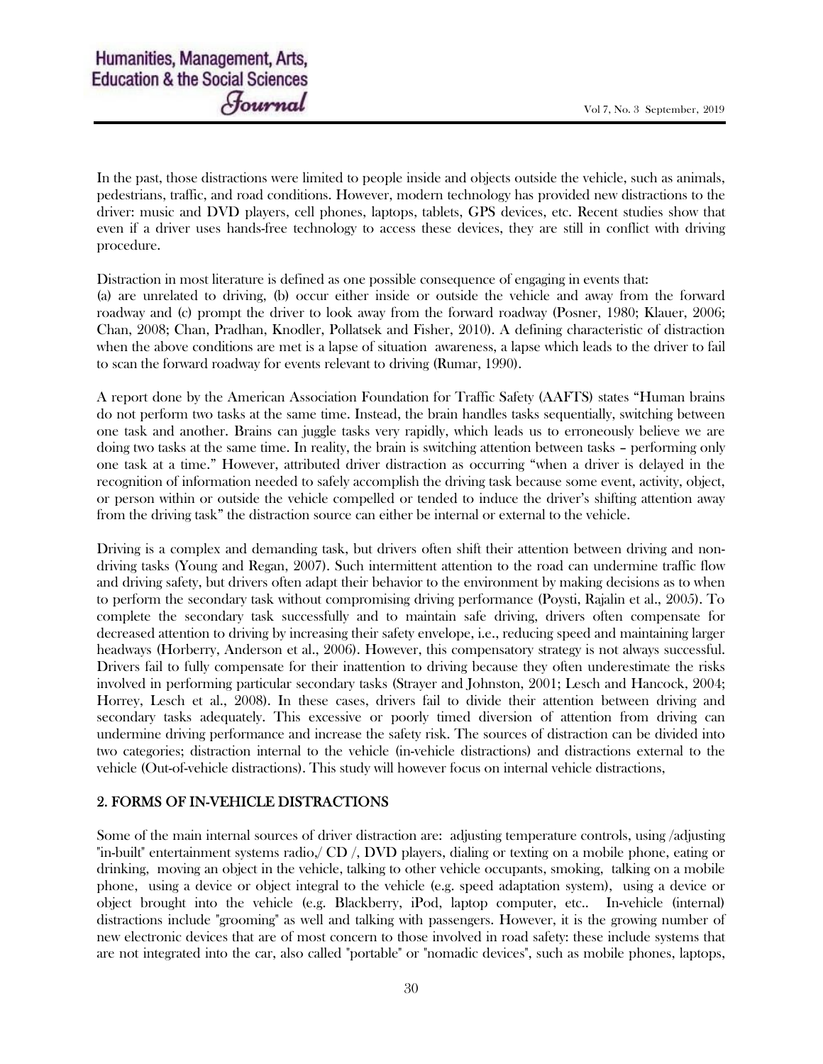In the past, those distractions were limited to people inside and objects outside the vehicle, such as animals, pedestrians, traffic, and road conditions. However, modern technology has provided new distractions to the driver: music and DVD players, cell phones, laptops, tablets, GPS devices, etc. Recent studies show that even if a driver uses hands-free technology to access these devices, they are still in conflict with driving procedure.

Distraction in most literature is defined as one possible consequence of engaging in events that:
(a) are unrelated to driving, (b) occur either inside or outside the vehicle and away from the forward roadway and (c) prompt the driver to look away from the forward roadway (Posner, 1980; Klauer, 2006; Chan, 2008; Chan, Pradhan, Knodler, Pollatsek and Fisher, 2010). A defining characteristic of distraction when the above conditions are met is a lapse of situation awareness, a lapse which leads to the driver to fail to scan the forward roadway for events relevant to driving (Rumar, 1990).

A report done by the American Association Foundation for Traffic Safety (AAFTS) states "Human brains do not perform two tasks at the same time. Instead, the brain handles tasks sequentially, switching between one task and another. Brains can juggle tasks very rapidly, which leads us to erroneously believe we are doing two tasks at the same time. In reality, the brain is switching attention between tasks – performing only one task at a time." However, attributed driver distraction as occurring "when a driver is delayed in the recognition of information needed to safely accomplish the driving task because some event, activity, object, or person within or outside the vehicle compelled or tended to induce the driver's shifting attention away from the driving task" the distraction source can either be internal or external to the vehicle.

Driving is a complex and demanding task, but drivers often shift their attention between driving and non-driving tasks (Young and Regan, 2007). Such intermittent attention to the road can undermine traffic flow and driving safety, but drivers often adapt their behavior to the environment by making decisions as to when to perform the secondary task without compromising driving performance (Poysti, Rajalin et al., 2005). To complete the secondary task successfully and to maintain safe driving, drivers often compensate for decreased attention to driving by increasing their safety envelope, i.e., reducing speed and maintaining larger headways (Horberry, Anderson et al., 2006). However, this compensatory strategy is not always successful. Drivers fail to fully compensate for their inattention to driving because they often underestimate the risks involved in performing particular secondary tasks (Strayer and Johnston, 2001; Lesch and Hancock, 2004; Horrey, Lesch et al., 2008). In these cases, drivers fail to divide their attention between driving and secondary tasks adequately. This excessive or poorly timed diversion of attention from driving can undermine driving performance and increase the safety risk. The sources of distraction can be divided into two categories; distraction internal to the vehicle (in-vehicle distractions) and distractions external to the vehicle (Out-of-vehicle distractions). This study will however focus on internal vehicle distractions,

## 2. FORMS OF IN-VEHICLE DISTRACTIONS

Some of the main internal sources of driver distraction are: adjusting temperature controls, using /adjusting "in-built" entertainment systems radio,/ CD /, DVD players, dialing or texting on a mobile phone, eating or drinking, moving an object in the vehicle, talking to other vehicle occupants, smoking, talking on a mobile phone, using a device or object integral to the vehicle (e.g. speed adaptation system), using a device or object brought into the vehicle (e.g. Blackberry, iPod, laptop computer, etc.. In-vehicle (internal) distractions include "grooming" as well and talking with passengers. However, it is the growing number of new electronic devices that are of most concern to those involved in road safety: these include systems that are not integrated into the car, also called "portable" or "nomadic devices", such as mobile phones, laptops,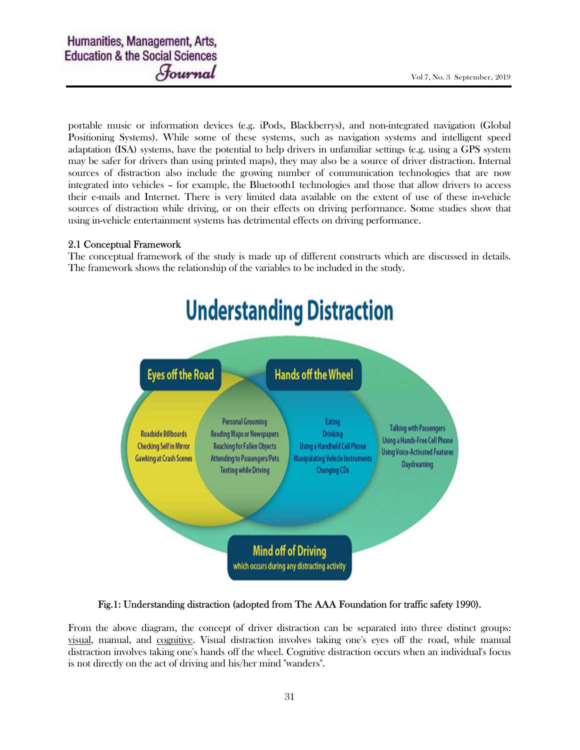portable music or information devices (e.g. iPods, Blackberrys), and non-integrated navigation (Global Positioning Systems). While some of these systems, such as navigation systems and intelligent speed adaptation (ISA) systems, have the potential to help drivers in unfamiliar settings (e.g. using a GPS system may be safer for drivers than using printed maps), they may also be a source of driver distraction. Internal sources of distraction also include the growing number of communication technologies that are now integrated into vehicles – for example, the Bluetooth1 technologies and those that allow drivers to access their e-mails and Internet. There is very limited data available on the extent of use of these in-vehicle sources of distraction while driving, or on their effects on driving performance. Some studies show that using in-vehicle entertainment systems has detrimental effects on driving performance.

## 2.1 Conceptual Framework

The conceptual framework of the study is made up of different constructs which are discussed in details. The framework shows the relationship of the variables to be included in the study.

Fig.1: Understanding distraction (adopted from The AAA Foundation for traffic safety 1990).

From the above diagram, the concept of driver distraction can be separated into three distinct groups: visual, manual, and cognitive. Visual distraction involves taking one's eyes off the road, while manual distraction involves taking one's hands off the wheel. Cognitive distraction occurs when an individual's focus is not directly on the act of driving and his/her mind "wanders".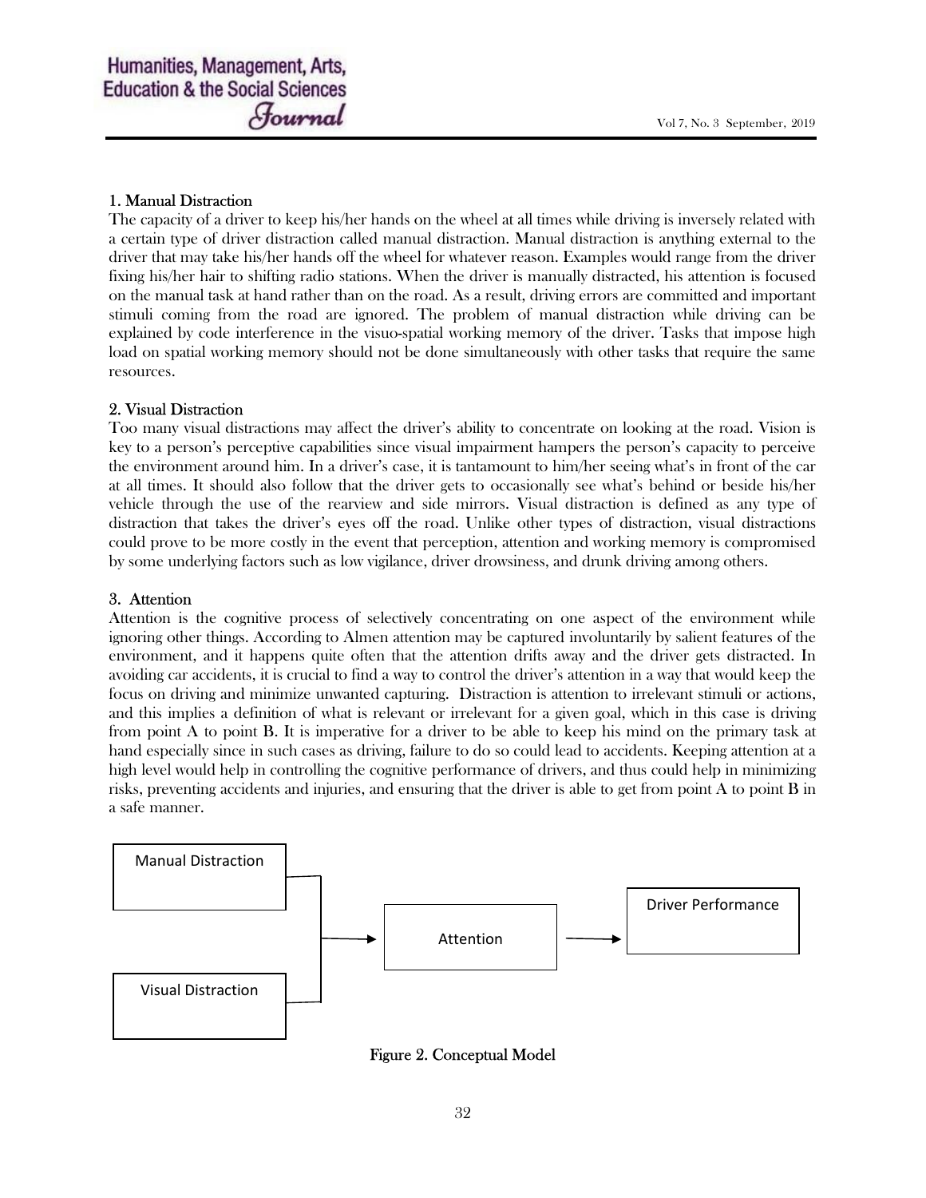### 1. Manual Distraction

The capacity of a driver to keep his/her hands on the wheel at all times while driving is inversely related with a certain type of driver distraction called manual distraction. Manual distraction is anything external to the driver that may take his/her hands off the wheel for whatever reason. Examples would range from the driver fixing his/her hair to shifting radio stations. When the driver is manually distracted, his attention is focused on the manual task at hand rather than on the road. As a result, driving errors are committed and important stimuli coming from the road are ignored. The problem of manual distraction while driving can be explained by code interference in the visuo-spatial working memory of the driver. Tasks that impose high load on spatial working memory should not be done simultaneously with other tasks that require the same resources.

### 2. Visual Distraction

Too many visual distractions may affect the driver's ability to concentrate on looking at the road. Vision is key to a person's perceptive capabilities since visual impairment hampers the person's capacity to perceive the environment around him. In a driver's case, it is tantamount to him/her seeing what's in front of the car at all times. It should also follow that the driver gets to occasionally see what's behind or beside his/her vehicle through the use of the rearview and side mirrors. Visual distraction is defined as any type of distraction that takes the driver's eyes off the road. Unlike other types of distraction, visual distractions could prove to be more costly in the event that perception, attention and working memory is compromised by some underlying factors such as low vigilance, driver drowsiness, and drunk driving among others.

### 3. Attention

Attention is the cognitive process of selectively concentrating on one aspect of the environment while ignoring other things. According to Almen attention may be captured involuntarily by salient features of the environment, and it happens quite often that the attention drifts away and the driver gets distracted. In avoiding car accidents, it is crucial to find a way to control the driver's attention in a way that would keep the focus on driving and minimize unwanted capturing. Distraction is attention to irrelevant stimuli or actions, and this implies a definition of what is relevant or irrelevant for a given goal, which in this case is driving from point A to point B. It is imperative for a driver to be able to keep his mind on the primary task at hand especially since in such cases as driving, failure to do so could lead to accidents. Keeping attention at a high level would help in controlling the cognitive performance of drivers, and thus could help in minimizing risks, preventing accidents and injuries, and ensuring that the driver is able to get from point A to point B in a safe manner.

Manual Distraction

Visual Distraction

Attention

Driver Performance

Figure 2. Conceptual Model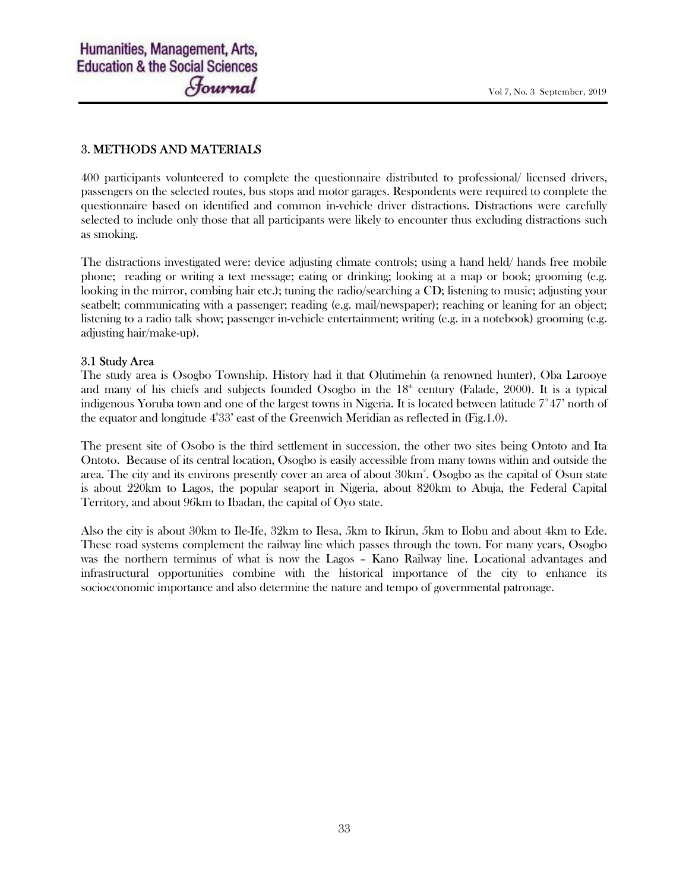## 3. METHODS AND MATERIALS

400 participants volunteered to complete the questionnaire distributed to professional/ licensed drivers, passengers on the selected routes, bus stops and motor garages. Respondents were required to complete the questionnaire based on identified and common in-vehicle driver distractions. Distractions were carefully selected to include only those that all participants were likely to encounter thus excluding distractions such as smoking.

The distractions investigated were: device adjusting climate controls; using a hand held/ hands free mobile phone; reading or writing a text message; eating or drinking; looking at a map or book; grooming (e.g. looking in the mirror, combing hair etc.); tuning the radio/searching a CD; listening to music; adjusting your seatbelt; communicating with a passenger; reading (e.g. mail/newspaper); reaching or leaning for an object; listening to a radio talk show; passenger in-vehicle entertainment; writing (e.g. in a notebook) grooming (e.g. adjusting hair/make-up).

### 3.1 Study Area

The study area is Osogbo Township. History had it that Olutimehin (a renowned hunter), Oba Larooye and many of his chiefs and subjects founded Osogbo in the $18^{th}$ century (Falade, 2000). It is a typical indigenous Yoruba town and one of the largest towns in Nigeria. It is located between latitude $7^{0}47'$ north of the equator and longitude $4^{0}33'$ east of the Greenwich Meridian as reflected in (Fig.1.0).

The present site of Osobo is the third settlement in succession, the other two sites being Ontoto and Ita Ontoto. Because of its central location, Osogbo is easily accessible from many towns within and outside the area. The city and its environs presently cover an area of about $30km^2$. Osogbo as the capital of Osun state is about 220km to Lagos, the popular seaport in Nigeria, about 820km to Abuja, the Federal Capital Territory, and about 96km to Ibadan, the capital of Oyo state.

Also the city is about 30km to Ile-Ife, 32km to Ilesa, 5km to Ikirun, 5km to Ilobu and about 4km to Ede. These road systems complement the railway line which passes through the town. For many years, Osogbo was the northern terminus of what is now the Lagos – Kano Railway line. Locational advantages and infrastructural opportunities combine with the historical importance of the city to enhance its socioeconomic importance and also determine the nature and tempo of governmental patronage.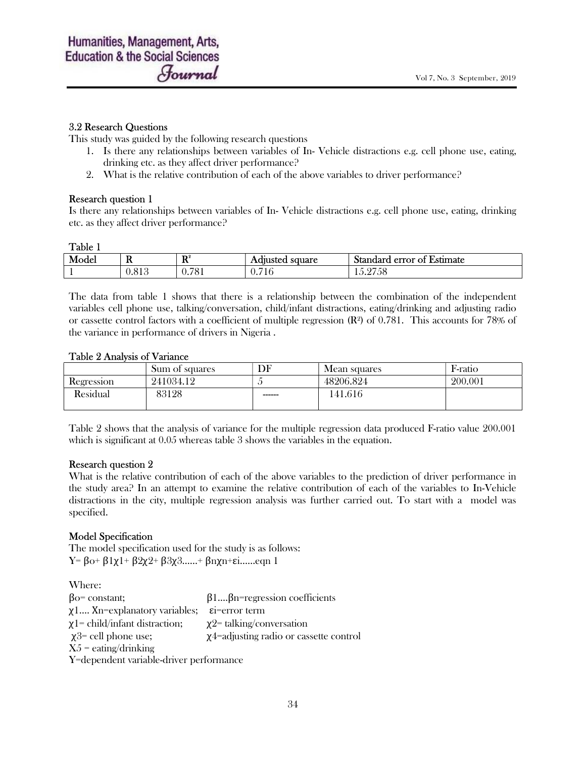### 3.2 Research Questions

This study was guided by the following research questions

1. Is there any relationships between variables of In- Vehicle distractions e.g. cell phone use, eating, drinking etc. as they affect driver performance?
2. What is the relative contribution of each of the above variables to driver performance?

### Research question 1

Is there any relationships between variables of In- Vehicle distractions e.g. cell phone use, eating, drinking etc. as they affect driver performance?

Table 1

| Model | R | $R^2$ | Adjusted square | Standard error of Estimate |
|---|---|---|---|---|
| 1 | 0.813 | 0.781 | 0.716 | 15.2758 |

The data from table 1 shows that there is a relationship between the combination of the independent variables cell phone use, talking/conversation, child/infant distractions, eating/drinking and adjusting radio or cassette control factors with a coefficient of multiple regression ($R^2$) of 0.781. This accounts for 78% of the variance in performance of drivers in Nigeria .

Table 2 Analysis of Variance

| | Sum of squares | DF | Mean squares | F-ratio |
|---|---|---|---|---|
| Regression | 241034.12 | 5 | 48206.824 | 200.001 |
| Residual | 83128 | ------ | 141.616 | |

Table 2 shows that the analysis of variance for the multiple regression data produced F-ratio value 200.001 which is significant at 0.05 whereas table 3 shows the variables in the equation.

### Research question 2

What is the relative contribution of each of the above variables to the prediction of driver performance in the study area? In an attempt to examine the relative contribution of each of the variables to In-Vehicle distractions in the city, multiple regression analysis was further carried out. To start with a model was specified.

### Model Specification

The model specification used for the study is as follows:

$Y= \beta_o+ \beta_1\chi_1+ \beta_2\chi_2+ \beta_3\chi_3......+ \beta_n\chi_n+\varepsilon_i$......eqn 1

Where:

$\beta_o$= constant; $\beta_1....\beta_n$=regression coefficients

$\chi_1.... X_n$=explanatory variables; $\varepsilon_i$=error term

$\chi_1$= child/infant distraction; $\chi_2$= talking/conversation

$\chi_3$= cell phone use; $\chi_4$=adjusting radio or cassette control

$X_5$ = eating/drinking

Y=dependent variable-driver performance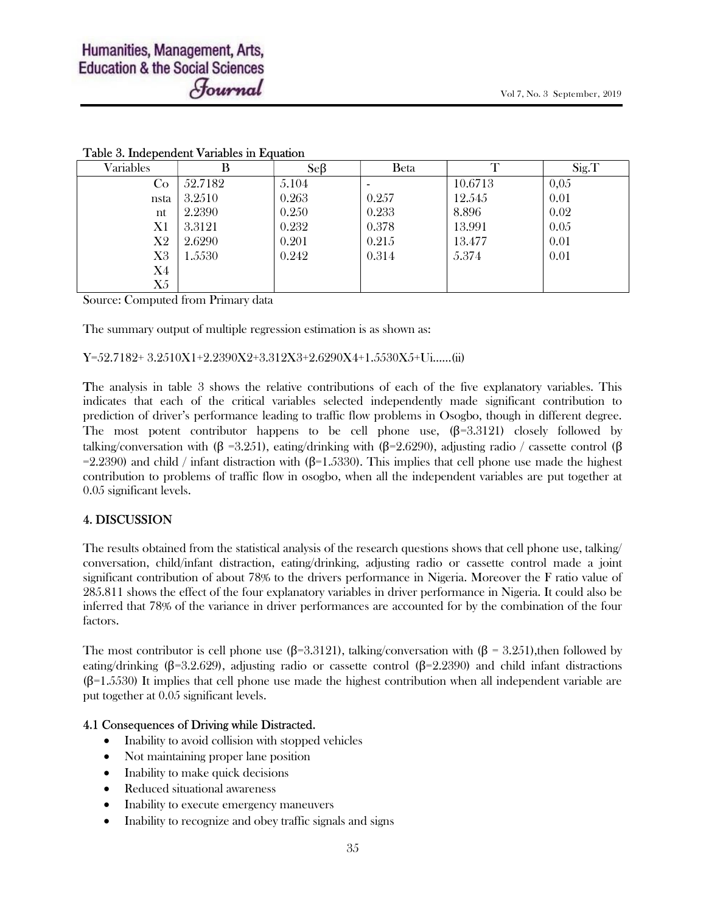Table 3. Independent Variables in Equation

| Variables | B | Seβ | Beta | T | Sig.T |
|---|---|---|---|---|---|
| Co | 52.7182 | 5.104 | - | 10.6713 | 0,05 |
| nsta | 3.2510 | 0.263 | 0.257 | 12.545 | 0.01 |
| nt | 2.2390 | 0.250 | 0.233 | 8.896 | 0.02 |
| X1 | 3.3121 | 0.232 | 0.378 | 13.991 | 0.05 |
| X2 | 2.6290 | 0.201 | 0.215 | 13.477 | 0.01 |
| X3 | 1.5530 | 0.242 | 0.314 | 5.374 | 0.01 |
| X4 | | | | | |
| X5 | | | | | |

Source: Computed from Primary data

The summary output of multiple regression estimation is as shown as:

$Y=52.7182+ 3.2510X1+2.2390X2+3.312X3+2.6290X4+1.5530X5+Ui$......(ii)

The analysis in table 3 shows the relative contributions of each of the five explanatory variables. This indicates that each of the critical variables selected independently made significant contribution to prediction of driver's performance leading to traffic flow problems in Osogbo, though in different degree. The most potent contributor happens to be cell phone use, ($\beta$=3.3121) closely followed by talking/conversation with ($\beta$ =3.251), eating/drinking with ($\beta$=2.6290), adjusting radio / cassette control ($\beta$ =2.2390) and child / infant distraction with ($\beta$=1.5330). This implies that cell phone use made the highest contribution to problems of traffic flow in osogbo, when all the independent variables are put together at 0.05 significant levels.

## 4. DISCUSSION

The results obtained from the statistical analysis of the research questions shows that cell phone use, talking/ conversation, child/infant distraction, eating/drinking, adjusting radio or cassette control made a joint significant contribution of about 78% to the drivers performance in Nigeria. Moreover the F ratio value of 285.811 shows the effect of the four explanatory variables in driver performance in Nigeria. It could also be inferred that 78% of the variance in driver performances are accounted for by the combination of the four factors.

The most contributor is cell phone use ($\beta$=3.3121), talking/conversation with ($\beta$ = 3.251),then followed by eating/drinking ($\beta$=3.2.629), adjusting radio or cassette control ($\beta$=2.2390) and child infant distractions ($\beta$=1.5530) It implies that cell phone use made the highest contribution when all independent variable are put together at 0.05 significant levels.

### 4.1 Consequences of Driving while Distracted.

- Inability to avoid collision with stopped vehicles
- Not maintaining proper lane position
- Inability to make quick decisions
- Reduced situational awareness
- Inability to execute emergency maneuvers
- Inability to recognize and obey traffic signals and signs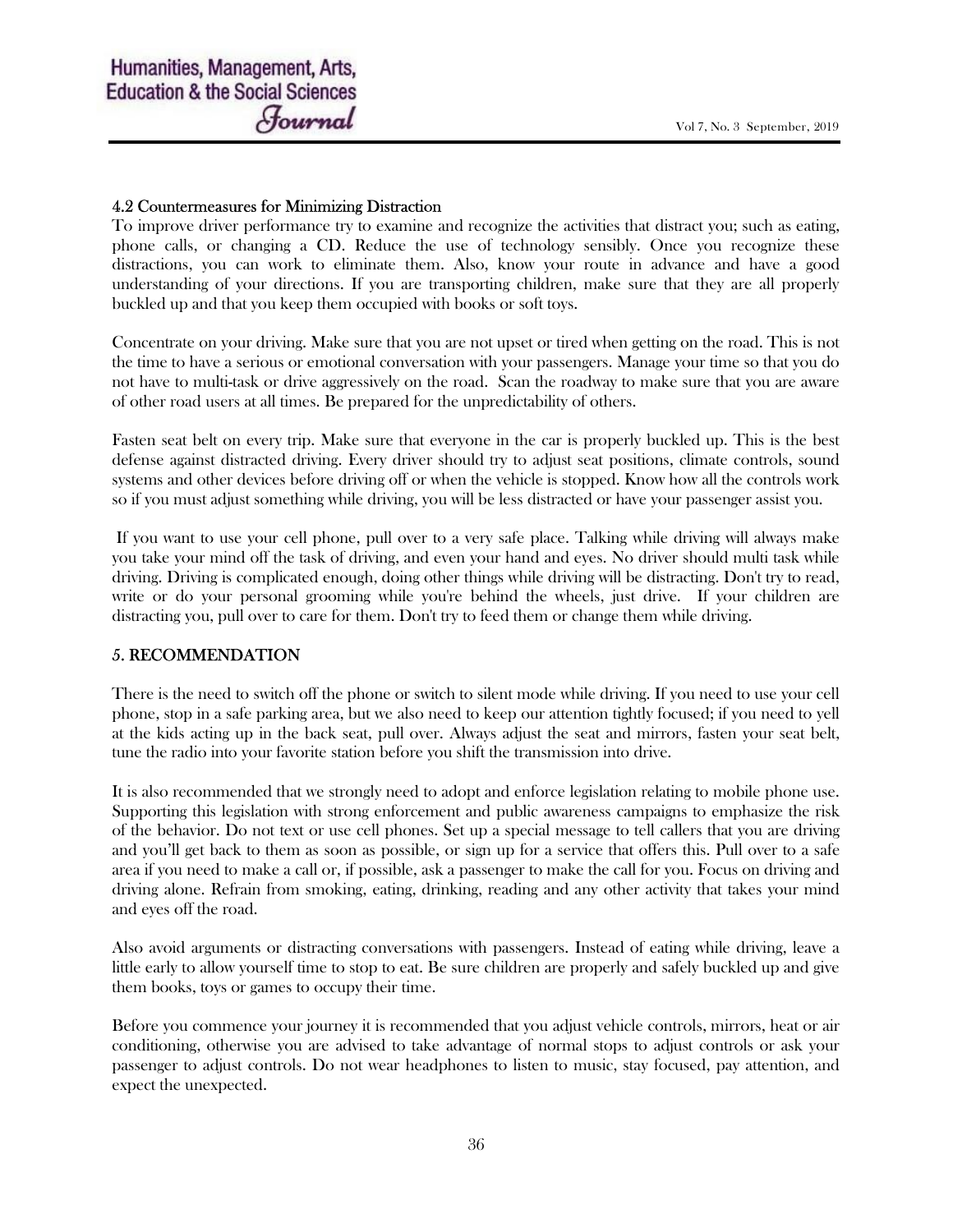### 4.2 Countermeasures for Minimizing Distraction

To improve driver performance try to examine and recognize the activities that distract you; such as eating, phone calls, or changing a CD. Reduce the use of technology sensibly. Once you recognize these distractions, you can work to eliminate them. Also, know your route in advance and have a good understanding of your directions. If you are transporting children, make sure that they are all properly buckled up and that you keep them occupied with books or soft toys.

Concentrate on your driving. Make sure that you are not upset or tired when getting on the road. This is not the time to have a serious or emotional conversation with your passengers. Manage your time so that you do not have to multi-task or drive aggressively on the road. Scan the roadway to make sure that you are aware of other road users at all times. Be prepared for the unpredictability of others.

Fasten seat belt on every trip. Make sure that everyone in the car is properly buckled up. This is the best defense against distracted driving. Every driver should try to adjust seat positions, climate controls, sound systems and other devices before driving off or when the vehicle is stopped. Know how all the controls work so if you must adjust something while driving, you will be less distracted or have your passenger assist you.

If you want to use your cell phone, pull over to a very safe place. Talking while driving will always make you take your mind off the task of driving, and even your hand and eyes. No driver should multi task while driving. Driving is complicated enough, doing other things while driving will be distracting. Don't try to read, write or do your personal grooming while you're behind the wheels, just drive. If your children are distracting you, pull over to care for them. Don't try to feed them or change them while driving.

## 5. RECOMMENDATION

There is the need to switch off the phone or switch to silent mode while driving. If you need to use your cell phone, stop in a safe parking area, but we also need to keep our attention tightly focused; if you need to yell at the kids acting up in the back seat, pull over. Always adjust the seat and mirrors, fasten your seat belt, tune the radio into your favorite station before you shift the transmission into drive.

It is also recommended that we strongly need to adopt and enforce legislation relating to mobile phone use. Supporting this legislation with strong enforcement and public awareness campaigns to emphasize the risk of the behavior. Do not text or use cell phones. Set up a special message to tell callers that you are driving and you'll get back to them as soon as possible, or sign up for a service that offers this. Pull over to a safe area if you need to make a call or, if possible, ask a passenger to make the call for you. Focus on driving and driving alone. Refrain from smoking, eating, drinking, reading and any other activity that takes your mind and eyes off the road.

Also avoid arguments or distracting conversations with passengers. Instead of eating while driving, leave a little early to allow yourself time to stop to eat. Be sure children are properly and safely buckled up and give them books, toys or games to occupy their time.

Before you commence your journey it is recommended that you adjust vehicle controls, mirrors, heat or air conditioning, otherwise you are advised to take advantage of normal stops to adjust controls or ask your passenger to adjust controls. Do not wear headphones to listen to music, stay focused, pay attention, and expect the unexpected.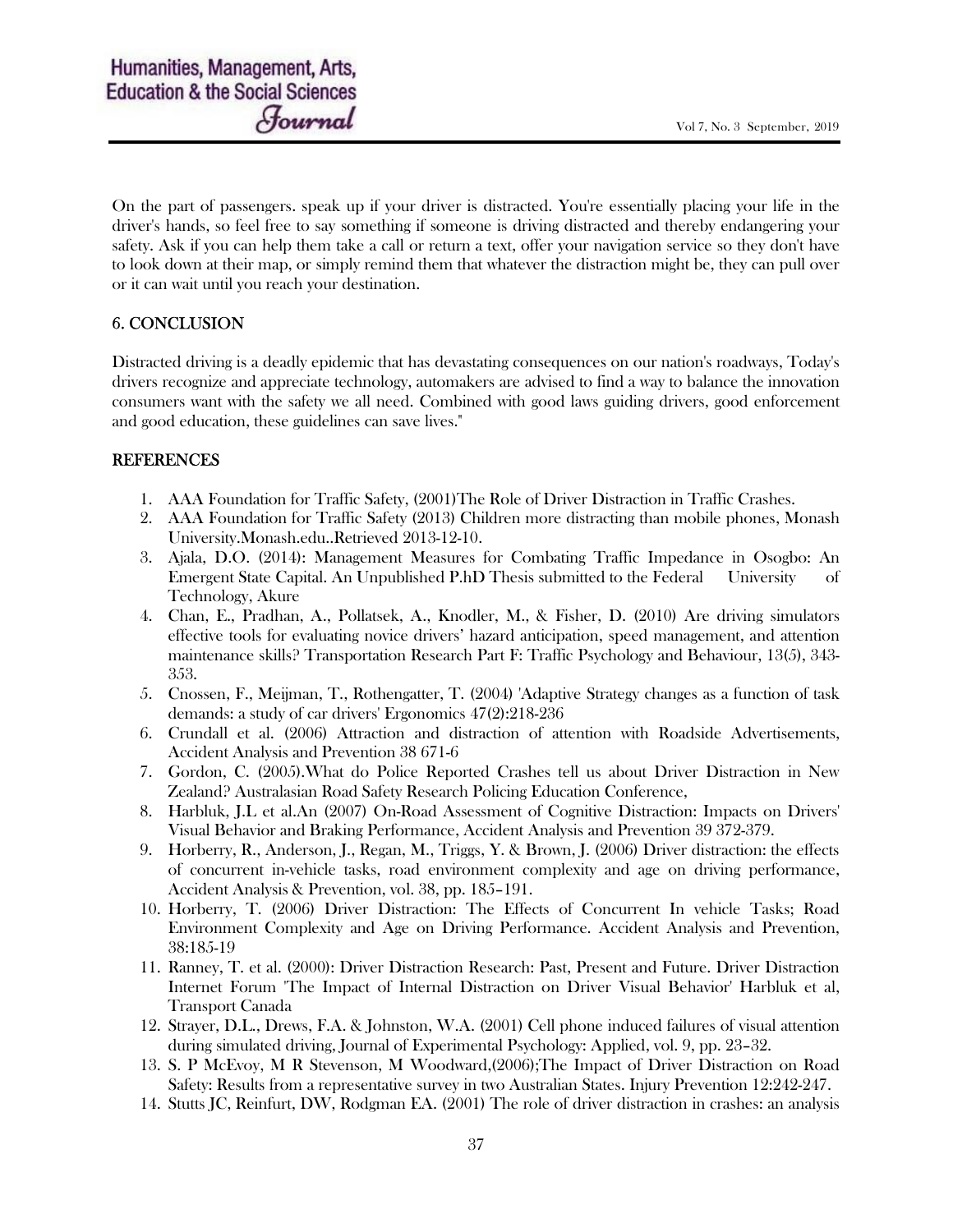On the part of passengers. speak up if your driver is distracted. You're essentially placing your life in the driver's hands, so feel free to say something if someone is driving distracted and thereby endangering your safety. Ask if you can help them take a call or return a text, offer your navigation service so they don't have to look down at their map, or simply remind them that whatever the distraction might be, they can pull over or it can wait until you reach your destination.

## 6. CONCLUSION

Distracted driving is a deadly epidemic that has devastating consequences on our nation's roadways, Today's drivers recognize and appreciate technology, automakers are advised to find a way to balance the innovation consumers want with the safety we all need. Combined with good laws guiding drivers, good enforcement and good education, these guidelines can save lives."

## REFERENCES

1. AAA Foundation for Traffic Safety, (2001)The Role of Driver Distraction in Traffic Crashes.
2. AAA Foundation for Traffic Safety (2013) Children more distracting than mobile phones, Monash University.Monash.edu..Retrieved 2013-12-10.
3. Ajala, D.O. (2014): Management Measures for Combating Traffic Impedance in Osogbo: An Emergent State Capital. An Unpublished P.hD Thesis submitted to the Federal University of Technology, Akure
4. Chan, E., Pradhan, A., Pollatsek, A., Knodler, M., & Fisher, D. (2010) Are driving simulators effective tools for evaluating novice drivers' hazard anticipation, speed management, and attention maintenance skills? Transportation Research Part F: Traffic Psychology and Behaviour, 13(5), 343-353.
5. Cnossen, F., Meijman, T., Rothengatter, T. (2004) 'Adaptive Strategy changes as a function of task demands: a study of car drivers' Ergonomics 47(2):218-236
6. Crundall et al. (2006) Attraction and distraction of attention with Roadside Advertisements, Accident Analysis and Prevention 38 671-6
7. Gordon, C. (2005).What do Police Reported Crashes tell us about Driver Distraction in New Zealand? Australasian Road Safety Research Policing Education Conference,
8. Harbluk, J.L et al.An (2007) On-Road Assessment of Cognitive Distraction: Impacts on Drivers' Visual Behavior and Braking Performance, Accident Analysis and Prevention 39 372-379.
9. Horberry, R., Anderson, J., Regan, M., Triggs, Y. & Brown, J. (2006) Driver distraction: the effects of concurrent in-vehicle tasks, road environment complexity and age on driving performance, Accident Analysis & Prevention, vol. 38, pp. 185–191.
10. Horberry, T. (2006) Driver Distraction: The Effects of Concurrent In vehicle Tasks; Road Environment Complexity and Age on Driving Performance. Accident Analysis and Prevention, 38:185-19
11. Ranney, T. et al. (2000): Driver Distraction Research: Past, Present and Future. Driver Distraction Internet Forum 'The Impact of Internal Distraction on Driver Visual Behavior' Harbluk et al, Transport Canada
12. Strayer, D.L., Drews, F.A. & Johnston, W.A. (2001) Cell phone induced failures of visual attention during simulated driving, Journal of Experimental Psychology: Applied, vol. 9, pp. 23–32.
13. S. P McEvoy, M R Stevenson, M Woodward,(2006);The Impact of Driver Distraction on Road Safety: Results from a representative survey in two Australian States. Injury Prevention 12:242-247.
14. Stutts JC, Reinfurt, DW, Rodgman EA. (2001) The role of driver distraction in crashes: an analysis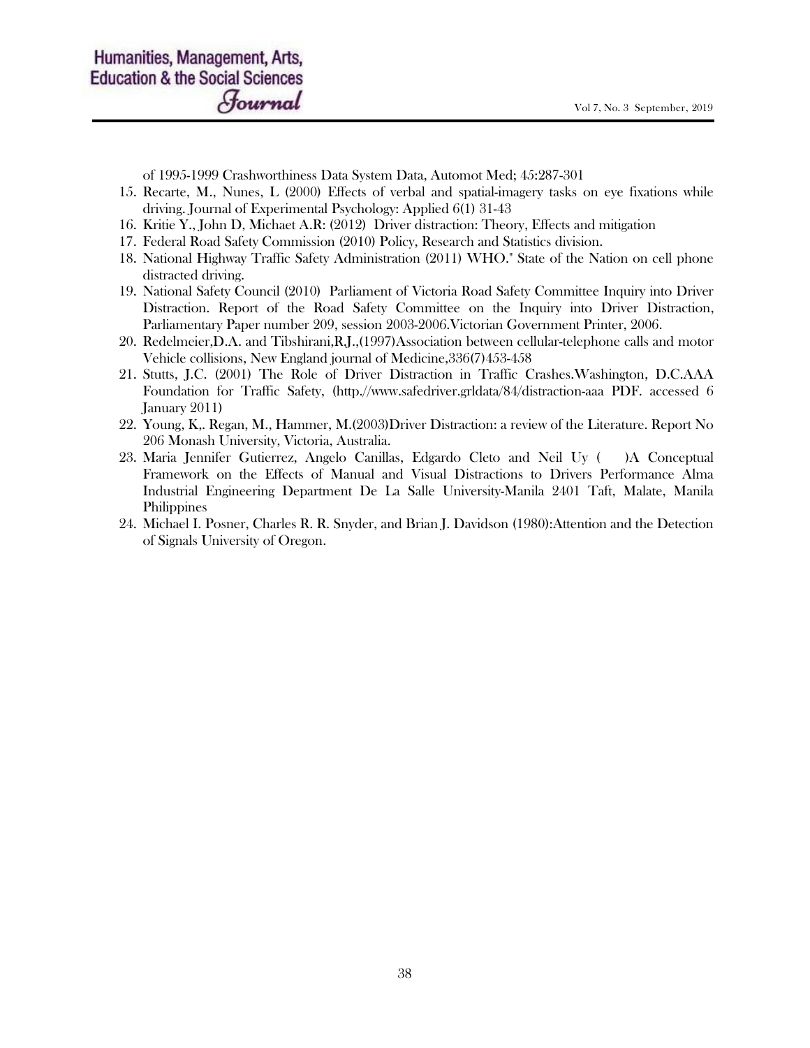of 1995-1999 Crashworthiness Data System Data, Automot Med; 45:287-301

15. Recarte, M., Nunes, L (2000) Effects of verbal and spatial-imagery tasks on eye fixations while driving. Journal of Experimental Psychology: Applied 6(1) 31-43
16. Kritie Y., John D, Michaet A.R: (2012) Driver distraction: Theory, Effects and mitigation
17. Federal Road Safety Commission (2010) Policy, Research and Statistics division.
18. National Highway Traffic Safety Administration (2011) WHO." State of the Nation on cell phone distracted driving.
19. National Safety Council (2010) Parliament of Victoria Road Safety Committee Inquiry into Driver Distraction. Report of the Road Safety Committee on the Inquiry into Driver Distraction, Parliamentary Paper number 209, session 2003-2006.Victorian Government Printer, 2006.
20. Redelmeier,D.A. and Tibshirani,R.J.,(1997)Association between cellular-telephone calls and motor Vehicle collisions, New England journal of Medicine,336(7)453-458
21. Stutts, J.C. (2001) The Role of Driver Distraction in Traffic Crashes.Washington, D.C.AAA Foundation for Traffic Safety, (http.//www.safedriver.grldata/84/distraction-aaa PDF. accessed 6 January 2011)
22. Young, K,. Regan, M., Hammer, M.(2003)Driver Distraction: a review of the Literature. Report No 206 Monash University, Victoria, Australia.
23. Maria Jennifer Gutierrez, Angelo Canillas, Edgardo Cleto and Neil Uy ( )A Conceptual Framework on the Effects of Manual and Visual Distractions to Drivers Performance Alma Industrial Engineering Department De La Salle University-Manila 2401 Taft, Malate, Manila Philippines
24. Michael I. Posner, Charles R. R. Snyder, and Brian J. Davidson (1980):Attention and the Detection of Signals University of Oregon.